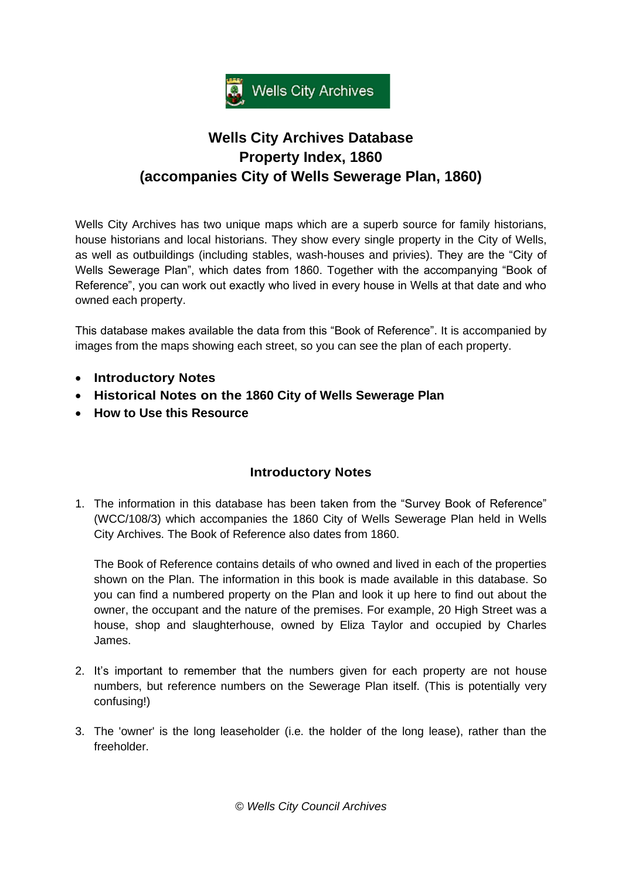Wells City Archives

# Wells City Archives Database
# Property Index, 1860
# (accompanies City of Wells Sewerage Plan, 1860)

Wells City Archives has two unique maps which are a superb source for family historians, house historians and local historians. They show every single property in the City of Wells, as well as outbuildings (including stables, wash-houses and privies). They are the "City of Wells Sewerage Plan", which dates from 1860. Together with the accompanying "Book of Reference", you can work out exactly who lived in every house in Wells at that date and who owned each property.

This database makes available the data from this "Book of Reference". It is accompanied by images from the maps showing each street, so you can see the plan of each property.

- **Introductory Notes**
- **Historical Notes on the 1860 City of Wells Sewerage Plan**
- **How to Use this Resource**

## Introductory Notes

1. The information in this database has been taken from the "Survey Book of Reference" (WCC/108/3) which accompanies the 1860 City of Wells Sewerage Plan held in Wells City Archives. The Book of Reference also dates from 1860.

   The Book of Reference contains details of who owned and lived in each of the properties shown on the Plan. The information in this book is made available in this database. So you can find a numbered property on the Plan and look it up here to find out about the owner, the occupant and the nature of the premises. For example, 20 High Street was a house, shop and slaughterhouse, owned by Eliza Taylor and occupied by Charles James.

2. It's important to remember that the numbers given for each property are not house numbers, but reference numbers on the Sewerage Plan itself. (This is potentially very confusing!)

3. The 'owner' is the long leaseholder (i.e. the holder of the long lease), rather than the freeholder.

*© Wells City Council Archives*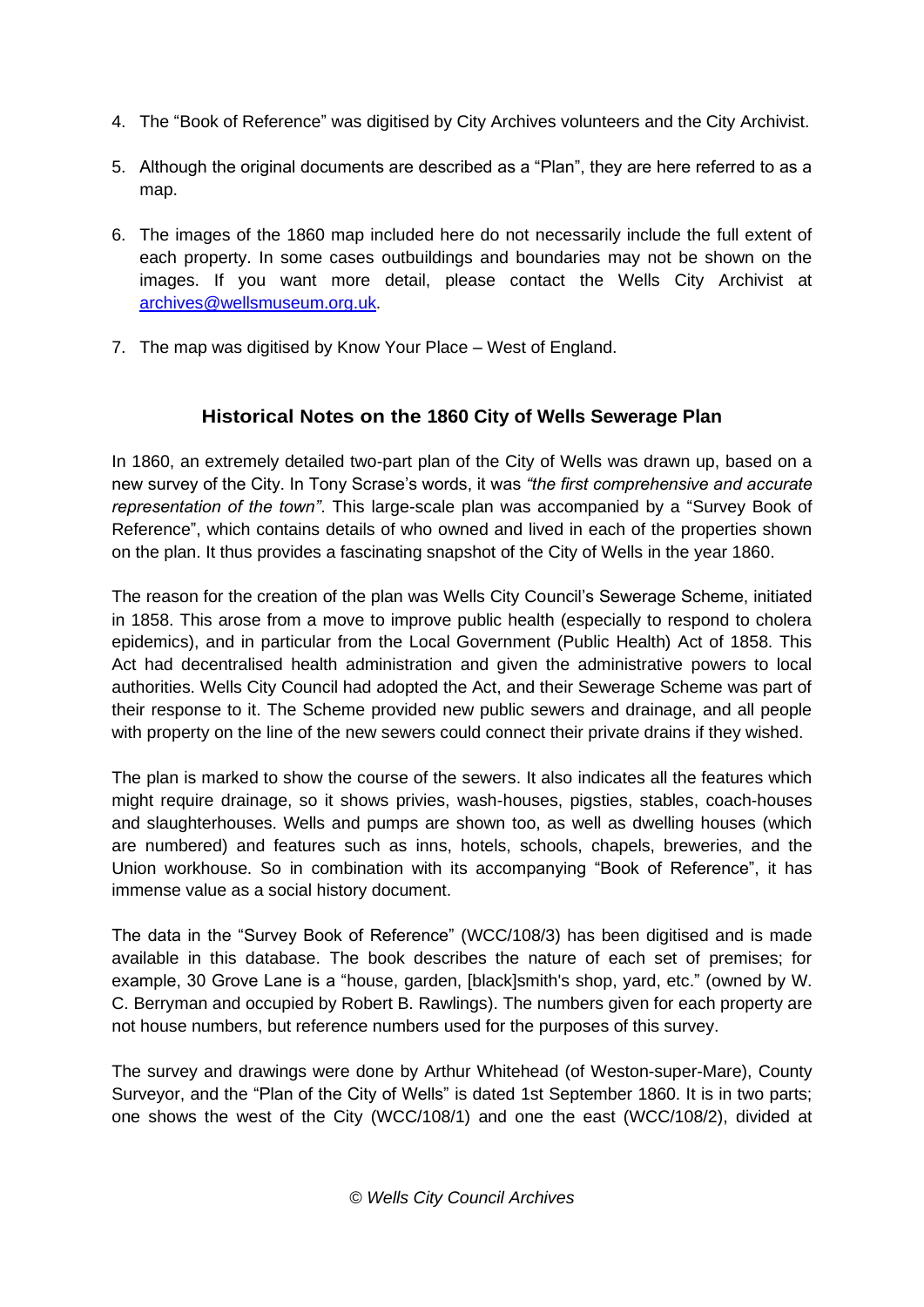4. The "Book of Reference" was digitised by City Archives volunteers and the City Archivist.

5. Although the original documents are described as a "Plan", they are here referred to as a map.

6. The images of the 1860 map included here do not necessarily include the full extent of each property. In some cases outbuildings and boundaries may not be shown on the images. If you want more detail, please contact the Wells City Archivist at [archives@wellsmuseum.org.uk](mailto:archives@wellsmuseum.org.uk).

7. The map was digitised by Know Your Place – West of England.

## Historical Notes on the 1860 City of Wells Sewerage Plan

In 1860, an extremely detailed two-part plan of the City of Wells was drawn up, based on a new survey of the City. In Tony Scrase's words, it was *"the first comprehensive and accurate representation of the town"*. This large-scale plan was accompanied by a "Survey Book of Reference", which contains details of who owned and lived in each of the properties shown on the plan. It thus provides a fascinating snapshot of the City of Wells in the year 1860.

The reason for the creation of the plan was Wells City Council's Sewerage Scheme, initiated in 1858. This arose from a move to improve public health (especially to respond to cholera epidemics), and in particular from the Local Government (Public Health) Act of 1858. This Act had decentralised health administration and given the administrative powers to local authorities. Wells City Council had adopted the Act, and their Sewerage Scheme was part of their response to it. The Scheme provided new public sewers and drainage, and all people with property on the line of the new sewers could connect their private drains if they wished.

The plan is marked to show the course of the sewers. It also indicates all the features which might require drainage, so it shows privies, wash-houses, pigsties, stables, coach-houses and slaughterhouses. Wells and pumps are shown too, as well as dwelling houses (which are numbered) and features such as inns, hotels, schools, chapels, breweries, and the Union workhouse. So in combination with its accompanying "Book of Reference", it has immense value as a social history document.

The data in the "Survey Book of Reference" (WCC/108/3) has been digitised and is made available in this database. The book describes the nature of each set of premises; for example, 30 Grove Lane is a "house, garden, [black]smith's shop, yard, etc." (owned by W. C. Berryman and occupied by Robert B. Rawlings). The numbers given for each property are not house numbers, but reference numbers used for the purposes of this survey.

The survey and drawings were done by Arthur Whitehead (of Weston-super-Mare), County Surveyor, and the "Plan of the City of Wells" is dated 1st September 1860. It is in two parts; one shows the west of the City (WCC/108/1) and one the east (WCC/108/2), divided at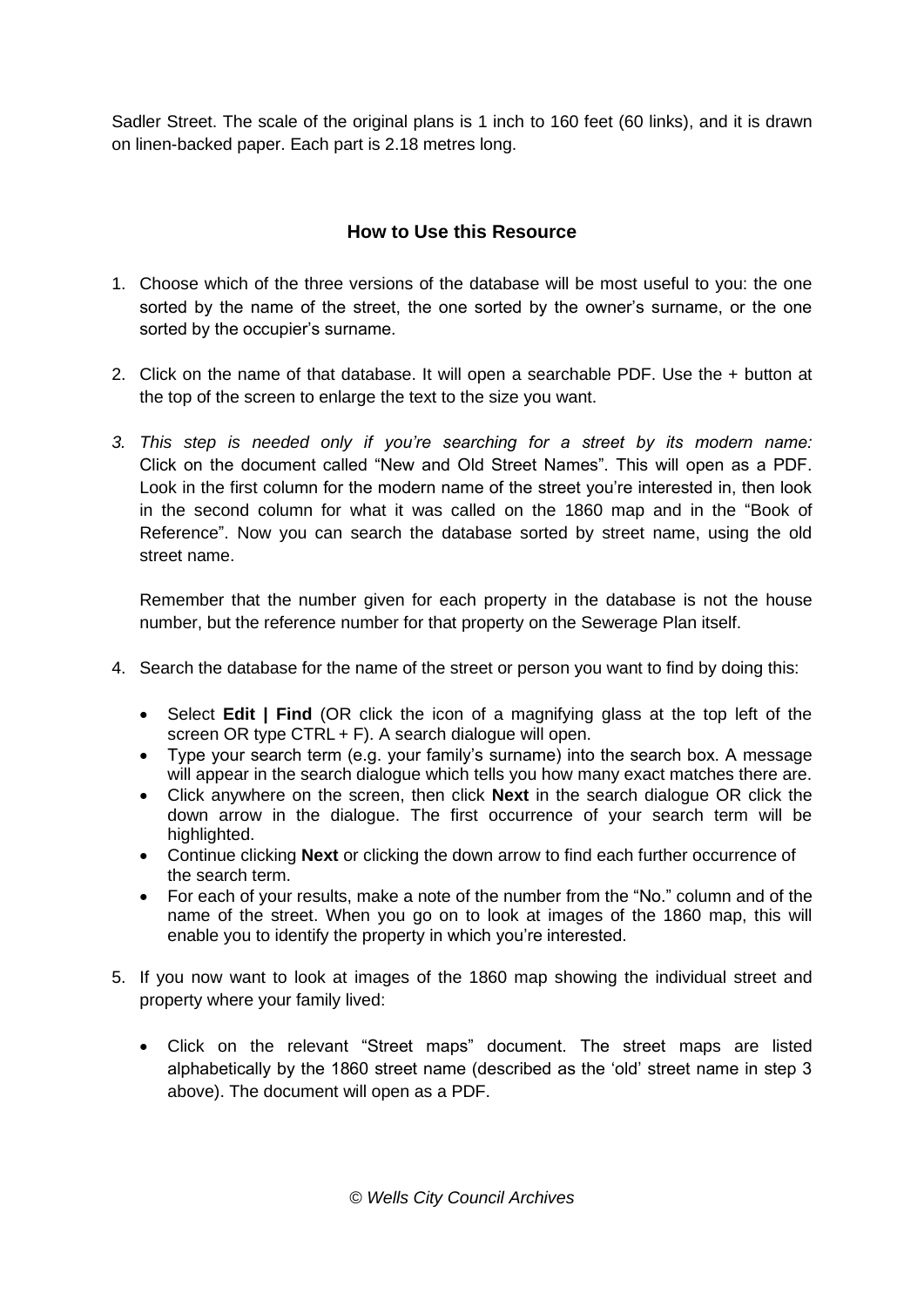Sadler Street. The scale of the original plans is 1 inch to 160 feet (60 links), and it is drawn on linen-backed paper. Each part is 2.18 metres long.

## How to Use this Resource

1. Choose which of the three versions of the database will be most useful to you: the one sorted by the name of the street, the one sorted by the owner's surname, or the one sorted by the occupier's surname.

2. Click on the name of that database. It will open a searchable PDF. Use the + button at the top of the screen to enlarge the text to the size you want.

3. *This step is needed only if you're searching for a street by its modern name:* Click on the document called "New and Old Street Names". This will open as a PDF. Look in the first column for the modern name of the street you're interested in, then look in the second column for what it was called on the 1860 map and in the "Book of Reference". Now you can search the database sorted by street name, using the old street name.

   Remember that the number given for each property in the database is not the house number, but the reference number for that property on the Sewerage Plan itself.

4. Search the database for the name of the street or person you want to find by doing this:

   - Select **Edit | Find** (OR click the icon of a magnifying glass at the top left of the screen OR type CTRL + F). A search dialogue will open.
   - Type your search term (e.g. your family's surname) into the search box. A message will appear in the search dialogue which tells you how many exact matches there are.
   - Click anywhere on the screen, then click **Next** in the search dialogue OR click the down arrow in the dialogue. The first occurrence of your search term will be highlighted.
   - Continue clicking **Next** or clicking the down arrow to find each further occurrence of the search term.
   - For each of your results, make a note of the number from the "No." column and of the name of the street. When you go on to look at images of the 1860 map, this will enable you to identify the property in which you're interested.

5. If you now want to look at images of the 1860 map showing the individual street and property where your family lived:

   - Click on the relevant "Street maps" document. The street maps are listed alphabetically by the 1860 street name (described as the 'old' street name in step 3 above). The document will open as a PDF.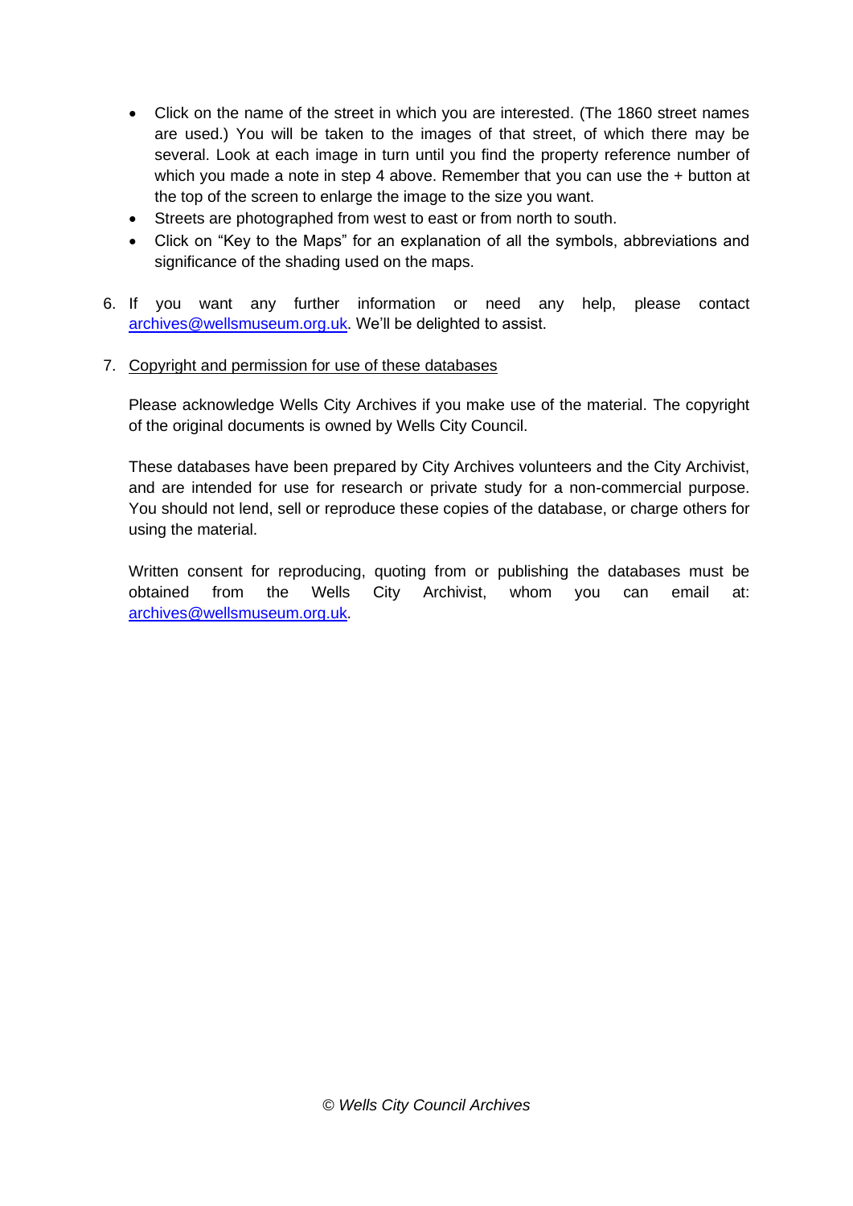- Click on the name of the street in which you are interested. (The 1860 street names are used.) You will be taken to the images of that street, of which there may be several. Look at each image in turn until you find the property reference number of which you made a note in step 4 above. Remember that you can use the + button at the top of the screen to enlarge the image to the size you want.
- Streets are photographed from west to east or from north to south.
- Click on "Key to the Maps" for an explanation of all the symbols, abbreviations and significance of the shading used on the maps.

6. If you want any further information or need any help, please contact archives@wellsmuseum.org.uk. We'll be delighted to assist.

7. Copyright and permission for use of these databases

   Please acknowledge Wells City Archives if you make use of the material. The copyright of the original documents is owned by Wells City Council.

   These databases have been prepared by City Archives volunteers and the City Archivist, and are intended for use for research or private study for a non-commercial purpose. You should not lend, sell or reproduce these copies of the database, or charge others for using the material.

   Written consent for reproducing, quoting from or publishing the databases must be obtained from the Wells City Archivist, whom you can email at: archives@wellsmuseum.org.uk.

*© Wells City Council Archives*